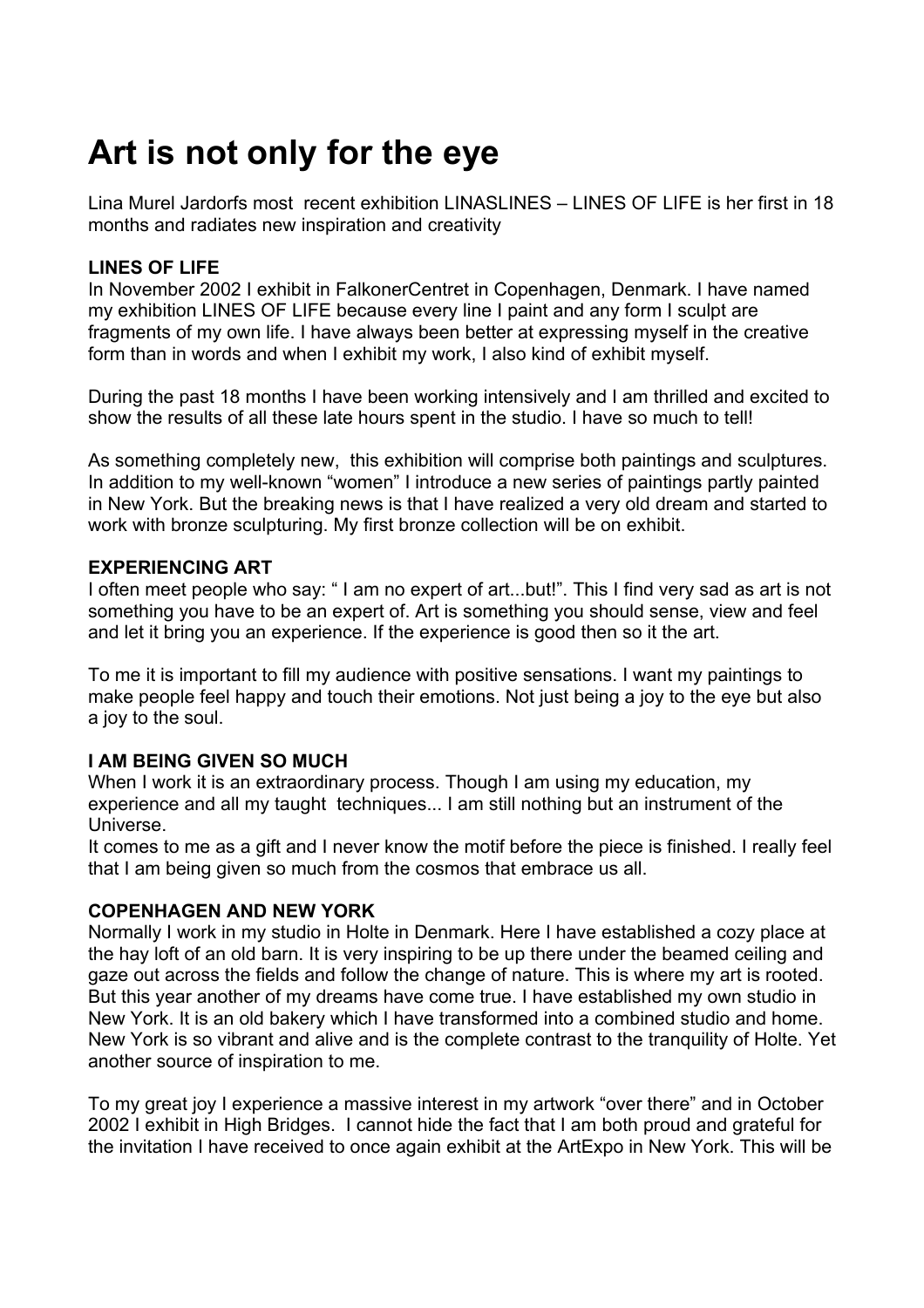# Art is not only for the eye

Lina Murel Jardorfs most recent exhibition LINASLINES – LINES OF LIFE is her first in 18 months and radiates new inspiration and creativity

**LINES OF LIFE**

In November 2002 I exhibit in FalkonerCentret in Copenhagen, Denmark. I have named my exhibition LINES OF LIFE because every line I paint and any form I sculpt are fragments of my own life. I have always been better at expressing myself in the creative form than in words and when I exhibit my work, I also kind of exhibit myself.

During the past 18 months I have been working intensively and I am thrilled and excited to show the results of all these late hours spent in the studio. I have so much to tell!

As something completely new, this exhibition will comprise both paintings and sculptures. In addition to my well-known "women" I introduce a new series of paintings partly painted in New York. But the breaking news is that I have realized a very old dream and started to work with bronze sculpturing. My first bronze collection will be on exhibit.

**EXPERIENCING ART**

I often meet people who say: " I am no expert of art...but!". This I find very sad as art is not something you have to be an expert of. Art is something you should sense, view and feel and let it bring you an experience. If the experience is good then so it the art.

To me it is important to fill my audience with positive sensations. I want my paintings to make people feel happy and touch their emotions. Not just being a joy to the eye but also a joy to the soul.

**I AM BEING GIVEN SO MUCH**

When I work it is an extraordinary process. Though I am using my education, my experience and all my taught techniques... I am still nothing but an instrument of the Universe.

It comes to me as a gift and I never know the motif before the piece is finished. I really feel that I am being given so much from the cosmos that embrace us all.

**COPENHAGEN AND NEW YORK**

Normally I work in my studio in Holte in Denmark. Here I have established a cozy place at the hay loft of an old barn. It is very inspiring to be up there under the beamed ceiling and gaze out across the fields and follow the change of nature. This is where my art is rooted. But this year another of my dreams have come true. I have established my own studio in New York. It is an old bakery which I have transformed into a combined studio and home. New York is so vibrant and alive and is the complete contrast to the tranquility of Holte. Yet another source of inspiration to me.

To my great joy I experience a massive interest in my artwork "over there" and in October 2002 I exhibit in High Bridges. I cannot hide the fact that I am both proud and grateful for the invitation I have received to once again exhibit at the ArtExpo in New York. This will be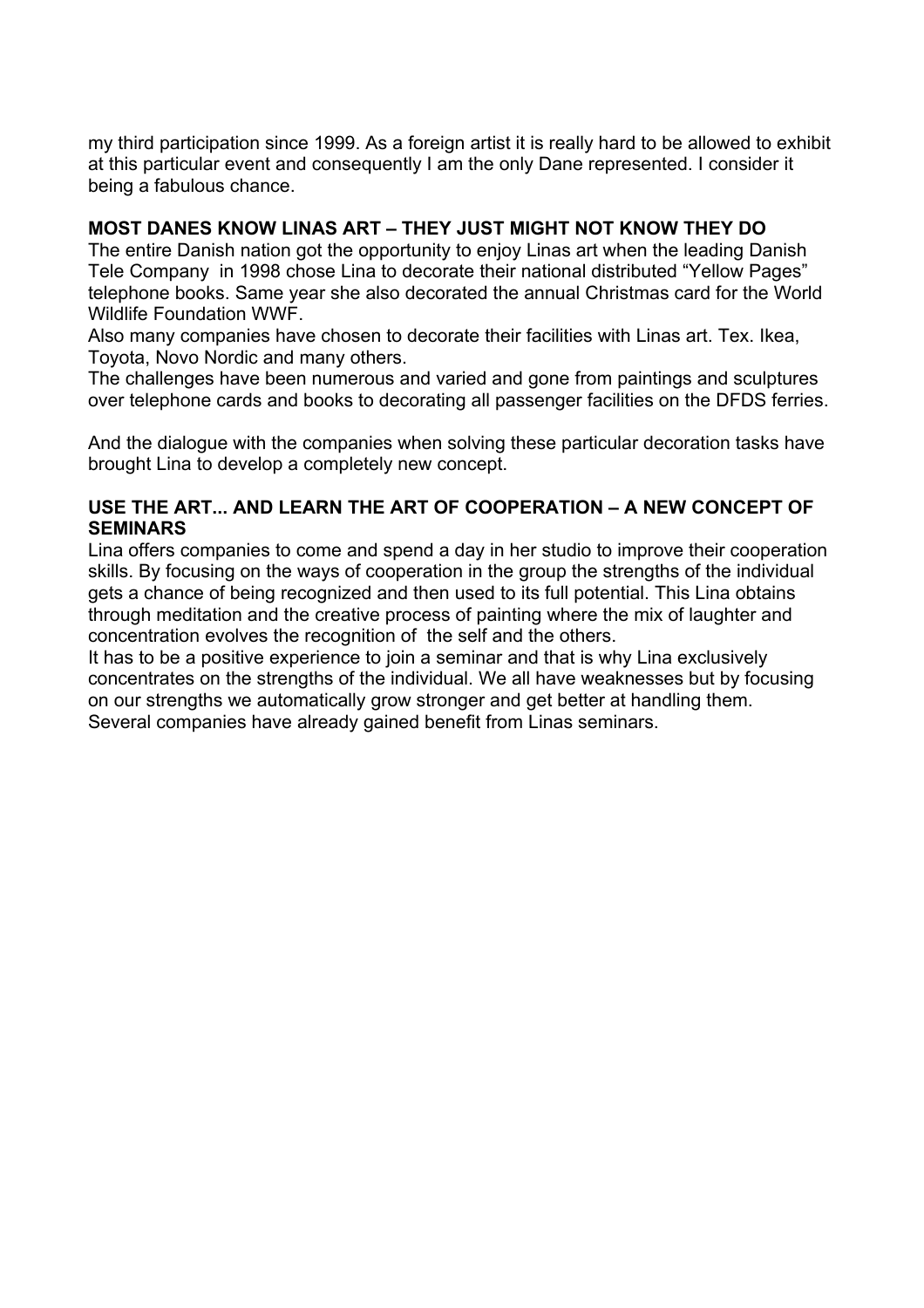my third participation since 1999. As a foreign artist it is really hard to be allowed to exhibit at this particular event and consequently I am the only Dane represented. I consider it being a fabulous chance.

**MOST DANES KNOW LINAS ART – THEY JUST MIGHT NOT KNOW THEY DO**

The entire Danish nation got the opportunity to enjoy Linas art when the leading Danish Tele Company in 1998 chose Lina to decorate their national distributed "Yellow Pages" telephone books. Same year she also decorated the annual Christmas card for the World Wildlife Foundation WWF.

Also many companies have chosen to decorate their facilities with Linas art. Tex. Ikea, Toyota, Novo Nordic and many others.

The challenges have been numerous and varied and gone from paintings and sculptures over telephone cards and books to decorating all passenger facilities on the DFDS ferries.

And the dialogue with the companies when solving these particular decoration tasks have brought Lina to develop a completely new concept.

**USE THE ART... AND LEARN THE ART OF COOPERATION – A NEW CONCEPT OF SEMINARS**

Lina offers companies to come and spend a day in her studio to improve their cooperation skills. By focusing on the ways of cooperation in the group the strengths of the individual gets a chance of being recognized and then used to its full potential. This Lina obtains through meditation and the creative process of painting where the mix of laughter and concentration evolves the recognition of the self and the others.

It has to be a positive experience to join a seminar and that is why Lina exclusively concentrates on the strengths of the individual. We all have weaknesses but by focusing on our strengths we automatically grow stronger and get better at handling them.

Several companies have already gained benefit from Linas seminars.